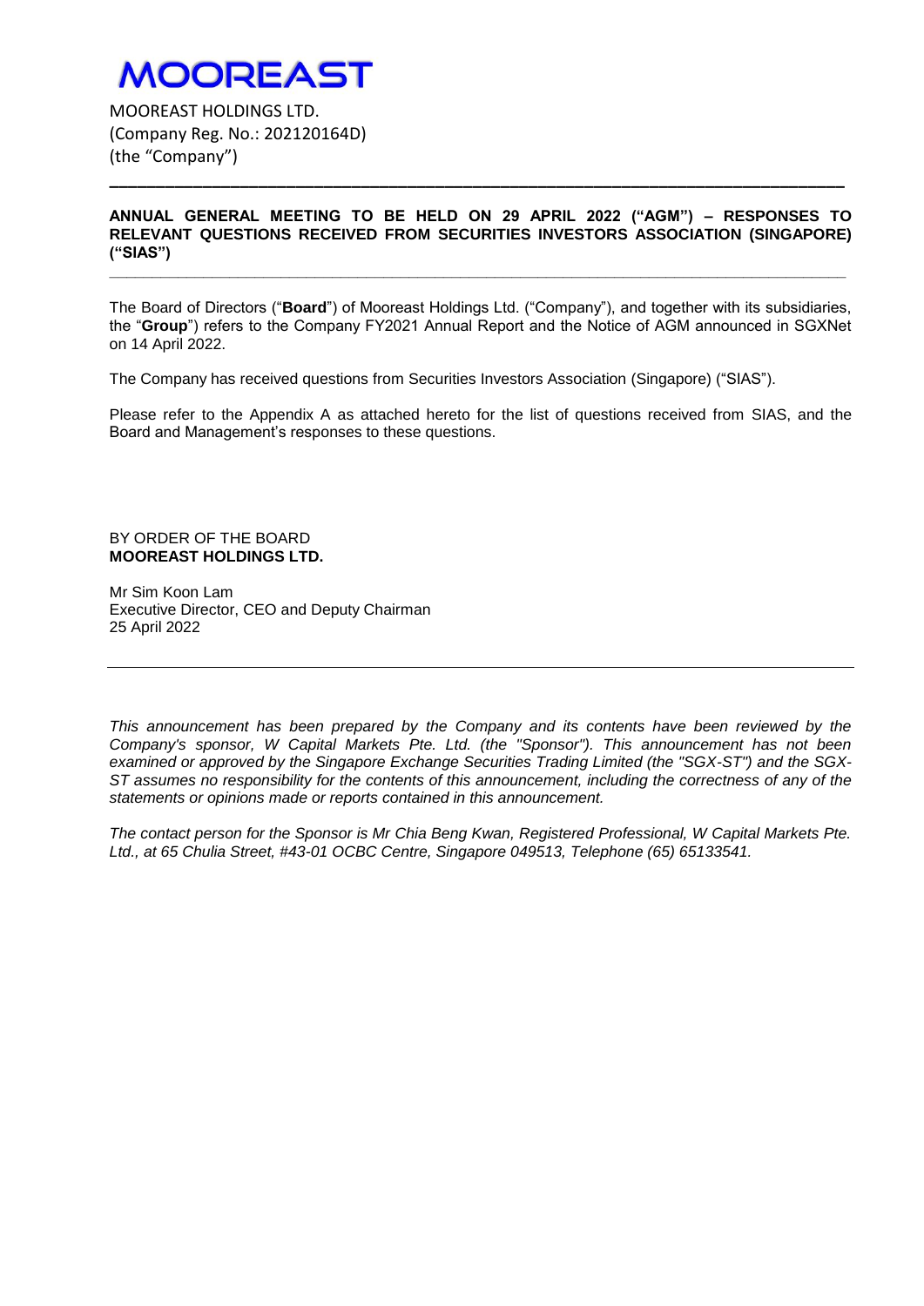# MOOREAST

MOOREAST HOLDINGS LTD.
(Company Reg. No.: 202120164D)
(the "Company")

---

**ANNUAL GENERAL MEETING TO BE HELD ON 29 APRIL 2022 ("AGM") – RESPONSES TO RELEVANT QUESTIONS RECEIVED FROM SECURITIES INVESTORS ASSOCIATION (SINGAPORE) ("SIAS")**

---

The Board of Directors ("**Board**") of Mooreast Holdings Ltd. ("Company"), and together with its subsidiaries, the "**Group**") refers to the Company FY2021 Annual Report and the Notice of AGM announced in SGXNet on 14 April 2022.

The Company has received questions from Securities Investors Association (Singapore) ("SIAS").

Please refer to the Appendix A as attached hereto for the list of questions received from SIAS, and the Board and Management's responses to these questions.

BY ORDER OF THE BOARD
**MOOREAST HOLDINGS LTD.**

Mr Sim Koon Lam
Executive Director, CEO and Deputy Chairman
25 April 2022

---

*This announcement has been prepared by the Company and its contents have been reviewed by the Company's sponsor, W Capital Markets Pte. Ltd. (the "Sponsor"). This announcement has not been examined or approved by the Singapore Exchange Securities Trading Limited (the "SGX-ST") and the SGX-ST assumes no responsibility for the contents of this announcement, including the correctness of any of the statements or opinions made or reports contained in this announcement.*

*The contact person for the Sponsor is Mr Chia Beng Kwan, Registered Professional, W Capital Markets Pte. Ltd., at 65 Chulia Street, #43-01 OCBC Centre, Singapore 049513, Telephone (65) 65133541.*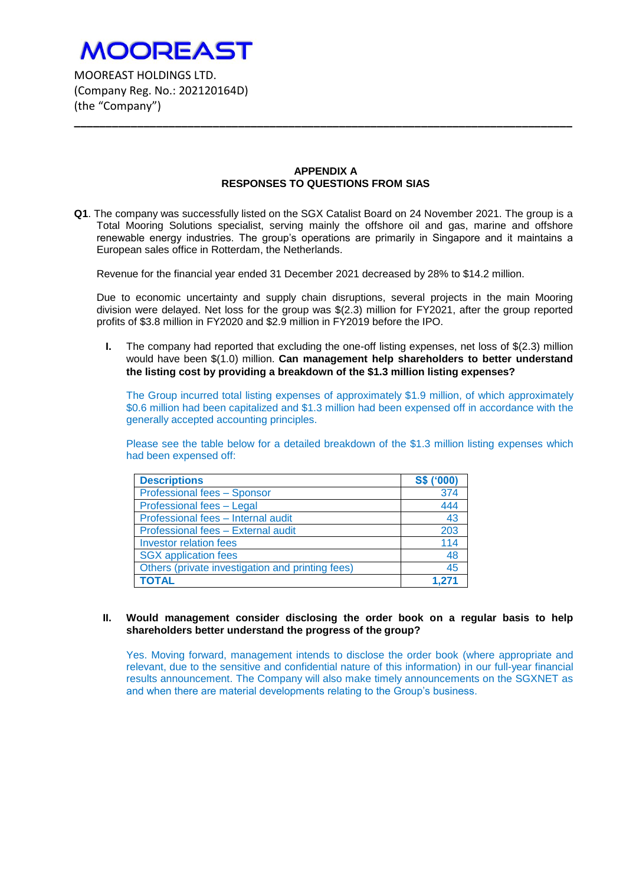MOOREAST

MOOREAST HOLDINGS LTD.
(Company Reg. No.: 202120164D)
(the "Company")

---

**APPENDIX A**
**RESPONSES TO QUESTIONS FROM SIAS**

**Q1**. The company was successfully listed on the SGX Catalist Board on 24 November 2021. The group is a Total Mooring Solutions specialist, serving mainly the offshore oil and gas, marine and offshore renewable energy industries. The group's operations are primarily in Singapore and it maintains a European sales office in Rotterdam, the Netherlands.

Revenue for the financial year ended 31 December 2021 decreased by 28% to $14.2 million.

Due to economic uncertainty and supply chain disruptions, several projects in the main Mooring division were delayed. Net loss for the group was $(2.3) million for FY2021, after the group reported profits of $3.8 million in FY2020 and $2.9 million in FY2019 before the IPO.

**I.** The company had reported that excluding the one-off listing expenses, net loss of $(2.3) million would have been $(1.0) million. **Can management help shareholders to better understand the listing cost by providing a breakdown of the $1.3 million listing expenses?**

The Group incurred total listing expenses of approximately $1.9 million, of which approximately $0.6 million had been capitalized and $1.3 million had been expensed off in accordance with the generally accepted accounting principles.

Please see the table below for a detailed breakdown of the $1.3 million listing expenses which had been expensed off:

| Descriptions | S$ ('000) |
|---|---|
| Professional fees – Sponsor | 374 |
| Professional fees – Legal | 444 |
| Professional fees – Internal audit | 43 |
| Professional fees – External audit | 203 |
| Investor relation fees | 114 |
| SGX application fees | 48 |
| Others (private investigation and printing fees) | 45 |
| **TOTAL** | **1,271** |

**II. Would management consider disclosing the order book on a regular basis to help shareholders better understand the progress of the group?**

Yes. Moving forward, management intends to disclose the order book (where appropriate and relevant, due to the sensitive and confidential nature of this information) in our full-year financial results announcement. The Company will also make timely announcements on the SGXNET as and when there are material developments relating to the Group's business.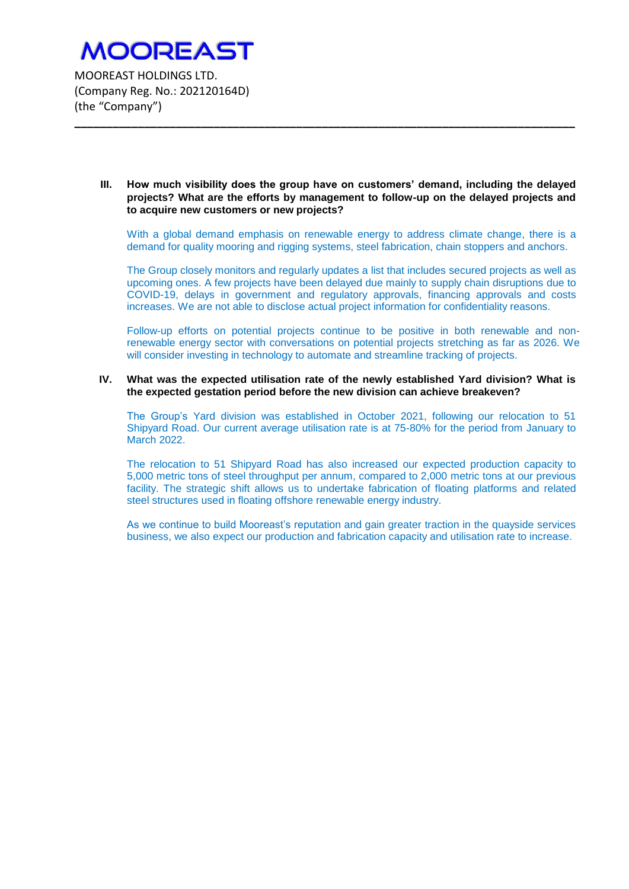MOOREAST

MOOREAST HOLDINGS LTD.
(Company Reg. No.: 202120164D)
(the "Company")

---

**III. How much visibility does the group have on customers' demand, including the delayed projects? What are the efforts by management to follow-up on the delayed projects and to acquire new customers or new projects?**

With a global demand emphasis on renewable energy to address climate change, there is a demand for quality mooring and rigging systems, steel fabrication, chain stoppers and anchors.

The Group closely monitors and regularly updates a list that includes secured projects as well as upcoming ones. A few projects have been delayed due mainly to supply chain disruptions due to COVID-19, delays in government and regulatory approvals, financing approvals and costs increases. We are not able to disclose actual project information for confidentiality reasons.

Follow-up efforts on potential projects continue to be positive in both renewable and non-renewable energy sector with conversations on potential projects stretching as far as 2026. We will consider investing in technology to automate and streamline tracking of projects.

**IV. What was the expected utilisation rate of the newly established Yard division? What is the expected gestation period before the new division can achieve breakeven?**

The Group's Yard division was established in October 2021, following our relocation to 51 Shipyard Road. Our current average utilisation rate is at 75-80% for the period from January to March 2022.

The relocation to 51 Shipyard Road has also increased our expected production capacity to 5,000 metric tons of steel throughput per annum, compared to 2,000 metric tons at our previous facility. The strategic shift allows us to undertake fabrication of floating platforms and related steel structures used in floating offshore renewable energy industry.

As we continue to build Mooreast's reputation and gain greater traction in the quayside services business, we also expect our production and fabrication capacity and utilisation rate to increase.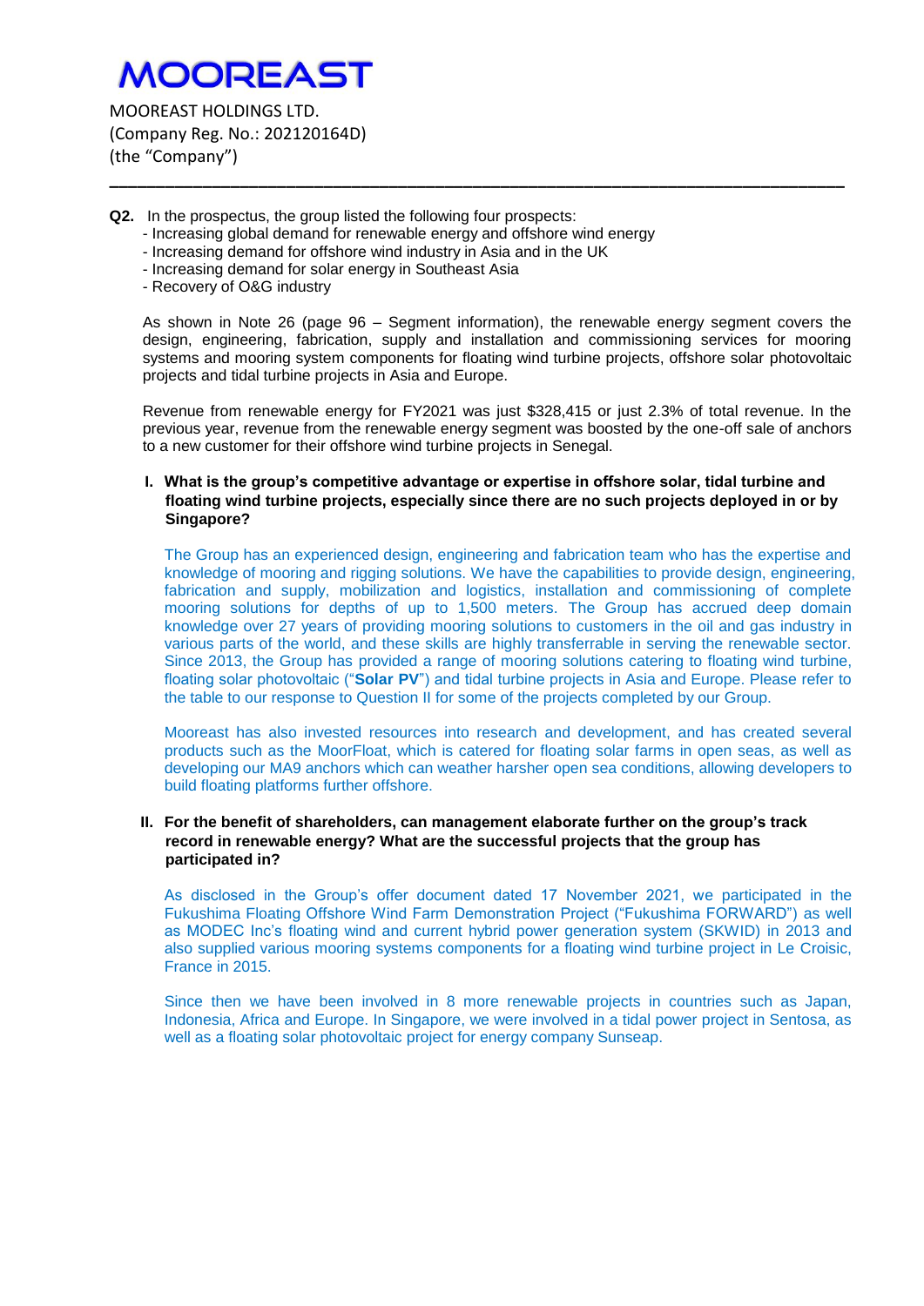# MOOREAST

MOOREAST HOLDINGS LTD.
(Company Reg. No.: 202120164D)
(the "Company")

---

**Q2.** In the prospectus, the group listed the following four prospects:
- Increasing global demand for renewable energy and offshore wind energy
- Increasing demand for offshore wind industry in Asia and in the UK
- Increasing demand for solar energy in Southeast Asia
- Recovery of O&G industry

As shown in Note 26 (page 96 – Segment information), the renewable energy segment covers the design, engineering, fabrication, supply and installation and commissioning services for mooring systems and mooring system components for floating wind turbine projects, offshore solar photovoltaic projects and tidal turbine projects in Asia and Europe.

Revenue from renewable energy for FY2021 was just $328,415 or just 2.3% of total revenue. In the previous year, revenue from the renewable energy segment was boosted by the one-off sale of anchors to a new customer for their offshore wind turbine projects in Senegal.

**I. What is the group's competitive advantage or expertise in offshore solar, tidal turbine and floating wind turbine projects, especially since there are no such projects deployed in or by Singapore?**

The Group has an experienced design, engineering and fabrication team who has the expertise and knowledge of mooring and rigging solutions. We have the capabilities to provide design, engineering, fabrication and supply, mobilization and logistics, installation and commissioning of complete mooring solutions for depths of up to 1,500 meters. The Group has accrued deep domain knowledge over 27 years of providing mooring solutions to customers in the oil and gas industry in various parts of the world, and these skills are highly transferrable in serving the renewable sector. Since 2013, the Group has provided a range of mooring solutions catering to floating wind turbine, floating solar photovoltaic ("**Solar PV**") and tidal turbine projects in Asia and Europe. Please refer to the table to our response to Question II for some of the projects completed by our Group.

Mooreast has also invested resources into research and development, and has created several products such as the MoorFloat, which is catered for floating solar farms in open seas, as well as developing our MA9 anchors which can weather harsher open sea conditions, allowing developers to build floating platforms further offshore.

**II. For the benefit of shareholders, can management elaborate further on the group's track record in renewable energy? What are the successful projects that the group has participated in?**

As disclosed in the Group's offer document dated 17 November 2021, we participated in the Fukushima Floating Offshore Wind Farm Demonstration Project ("Fukushima FORWARD") as well as MODEC Inc's floating wind and current hybrid power generation system (SKWID) in 2013 and also supplied various mooring systems components for a floating wind turbine project in Le Croisic, France in 2015.

Since then we have been involved in 8 more renewable projects in countries such as Japan, Indonesia, Africa and Europe. In Singapore, we were involved in a tidal power project in Sentosa, as well as a floating solar photovoltaic project for energy company Sunseap.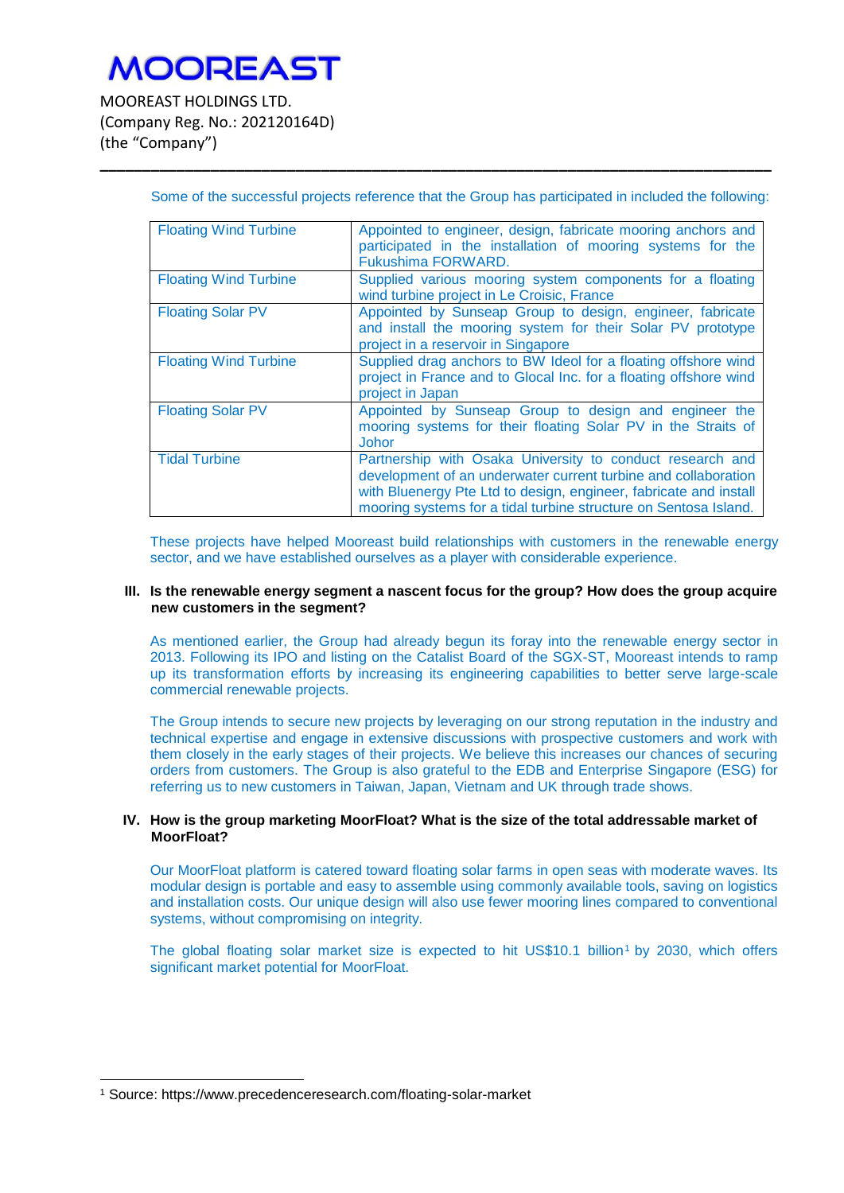Some of the successful projects reference that the Group has participated in included the following:

| Floating Wind Turbine | Appointed to engineer, design, fabricate mooring anchors and participated in the installation of mooring systems for the Fukushima FORWARD. |
|---|---|
| Floating Wind Turbine | Supplied various mooring system components for a floating wind turbine project in Le Croisic, France |
| Floating Solar PV | Appointed by Sunseap Group to design, engineer, fabricate and install the mooring system for their Solar PV prototype project in a reservoir in Singapore |
| Floating Wind Turbine | Supplied drag anchors to BW Ideol for a floating offshore wind project in France and to Glocal Inc. for a floating offshore wind project in Japan |
| Floating Solar PV | Appointed by Sunseap Group to design and engineer the mooring systems for their floating Solar PV in the Straits of Johor |
| Tidal Turbine | Partnership with Osaka University to conduct research and development of an underwater current turbine and collaboration with Bluenergy Pte Ltd to design, engineer, fabricate and install mooring systems for a tidal turbine structure on Sentosa Island. |

These projects have helped Mooreast build relationships with customers in the renewable energy sector, and we have established ourselves as a player with considerable experience.

**III. Is the renewable energy segment a nascent focus for the group? How does the group acquire new customers in the segment?**

As mentioned earlier, the Group had already begun its foray into the renewable energy sector in 2013. Following its IPO and listing on the Catalist Board of the SGX-ST, Mooreast intends to ramp up its transformation efforts by increasing its engineering capabilities to better serve large-scale commercial renewable projects.

The Group intends to secure new projects by leveraging on our strong reputation in the industry and technical expertise and engage in extensive discussions with prospective customers and work with them closely in the early stages of their projects. We believe this increases our chances of securing orders from customers. The Group is also grateful to the EDB and Enterprise Singapore (ESG) for referring us to new customers in Taiwan, Japan, Vietnam and UK through trade shows.

**IV. How is the group marketing MoorFloat? What is the size of the total addressable market of MoorFloat?**

Our MoorFloat platform is catered toward floating solar farms in open seas with moderate waves. Its modular design is portable and easy to assemble using commonly available tools, saving on logistics and installation costs. Our unique design will also use fewer mooring lines compared to conventional systems, without compromising on integrity.

The global floating solar market size is expected to hit US$10.1 billion[1] by 2030, which offers significant market potential for MoorFloat.

[1] Source: https://www.precedenceresearch.com/floating-solar-market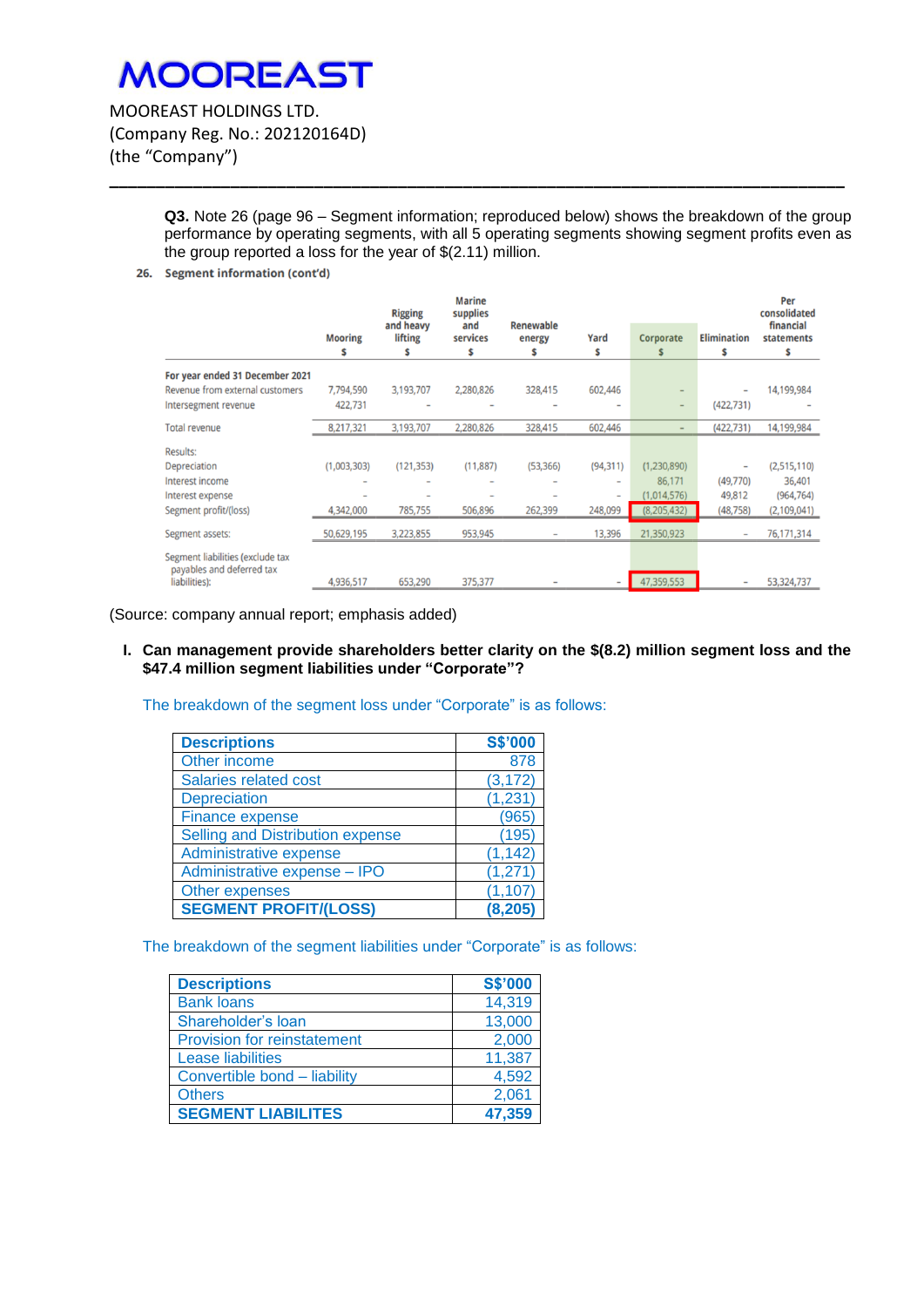# MOOREAST

MOOREAST HOLDINGS LTD.
(Company Reg. No.: 202120164D)
(the "Company")

---

**Q3.** Note 26 (page 96 – Segment information; reproduced below) shows the breakdown of the group performance by operating segments, with all 5 operating segments showing segment profits even as the group reported a loss for the year of $(2.11) million.

**26. Segment information (cont'd)**

| | Mooring $ | Rigging and heavy lifting $ | Marine supplies and services $ | Renewable energy $ | Yard $ | Corporate $ | Elimination $ | Per consolidated financial statements $ |
|---|---|---|---|---|---|---|---|---|
| **For year ended 31 December 2021** | | | | | | | | |
| Revenue from external customers | 7,794,590 | 3,193,707 | 2,280,826 | 328,415 | 602,446 | – | – | 14,199,984 |
| Intersegment revenue | 422,731 | – | – | – | – | – | (422,731) | – |
| Total revenue | 8,217,321 | 3,193,707 | 2,280,826 | 328,415 | 602,446 | – | (422,731) | 14,199,984 |
| Results: | | | | | | | | |
| Depreciation | (1,003,303) | (121,353) | (11,887) | (53,366) | (94,311) | (1,230,890) | – | (2,515,110) |
| Interest income | – | – | – | – | – | 86,171 | (49,770) | 36,401 |
| Interest expense | – | – | – | – | – | (1,014,576) | 49,812 | (964,764) |
| Segment profit/(loss) | 4,342,000 | 785,755 | 506,896 | 262,399 | 248,099 | (8,205,432) | (48,758) | (2,109,041) |
| Segment assets: | 50,629,195 | 3,223,855 | 953,945 | – | 13,396 | 21,350,923 | – | 76,171,314 |
| Segment liabilities (exclude tax payables and deferred tax liabilities): | 4,936,517 | 653,290 | 375,377 | – | – | 47,359,553 | – | 53,324,737 |

(Source: company annual report; emphasis added)

I. **Can management provide shareholders better clarity on the $(8.2) million segment loss and the $47.4 million segment liabilities under "Corporate"?**

The breakdown of the segment loss under "Corporate" is as follows:

| **Descriptions** | **S$'000** |
|---|---|
| Other income | 878 |
| Salaries related cost | (3,172) |
| Depreciation | (1,231) |
| Finance expense | (965) |
| Selling and Distribution expense | (195) |
| Administrative expense | (1,142) |
| Administrative expense – IPO | (1,271) |
| Other expenses | (1,107) |
| **SEGMENT PROFIT/(LOSS)** | **(8,205)** |

The breakdown of the segment liabilities under "Corporate" is as follows:

| **Descriptions** | **S$'000** |
|---|---|
| Bank loans | 14,319 |
| Shareholder's loan | 13,000 |
| Provision for reinstatement | 2,000 |
| Lease liabilities | 11,387 |
| Convertible bond – liability | 4,592 |
| Others | 2,061 |
| **SEGMENT LIABILITES** | **47,359** |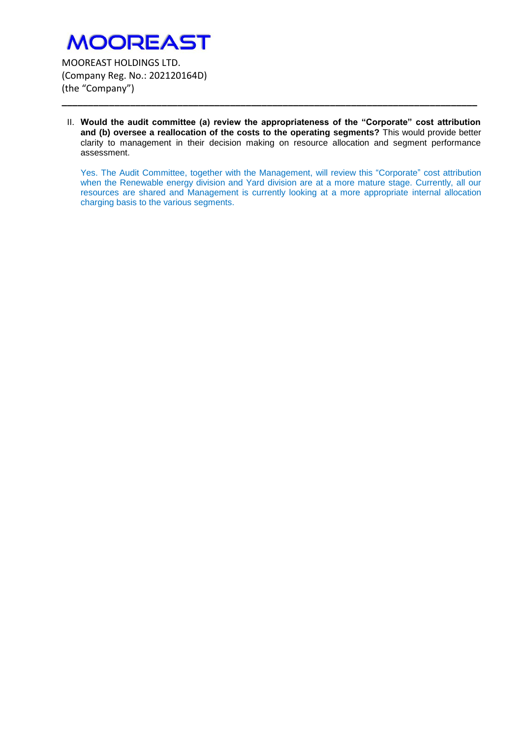II. **Would the audit committee (a) review the appropriateness of the "Corporate" cost attribution and (b) oversee a reallocation of the costs to the operating segments?** This would provide better clarity to management in their decision making on resource allocation and segment performance assessment.

Yes. The Audit Committee, together with the Management, will review this "Corporate" cost attribution when the Renewable energy division and Yard division are at a more mature stage. Currently, all our resources are shared and Management is currently looking at a more appropriate internal allocation charging basis to the various segments.